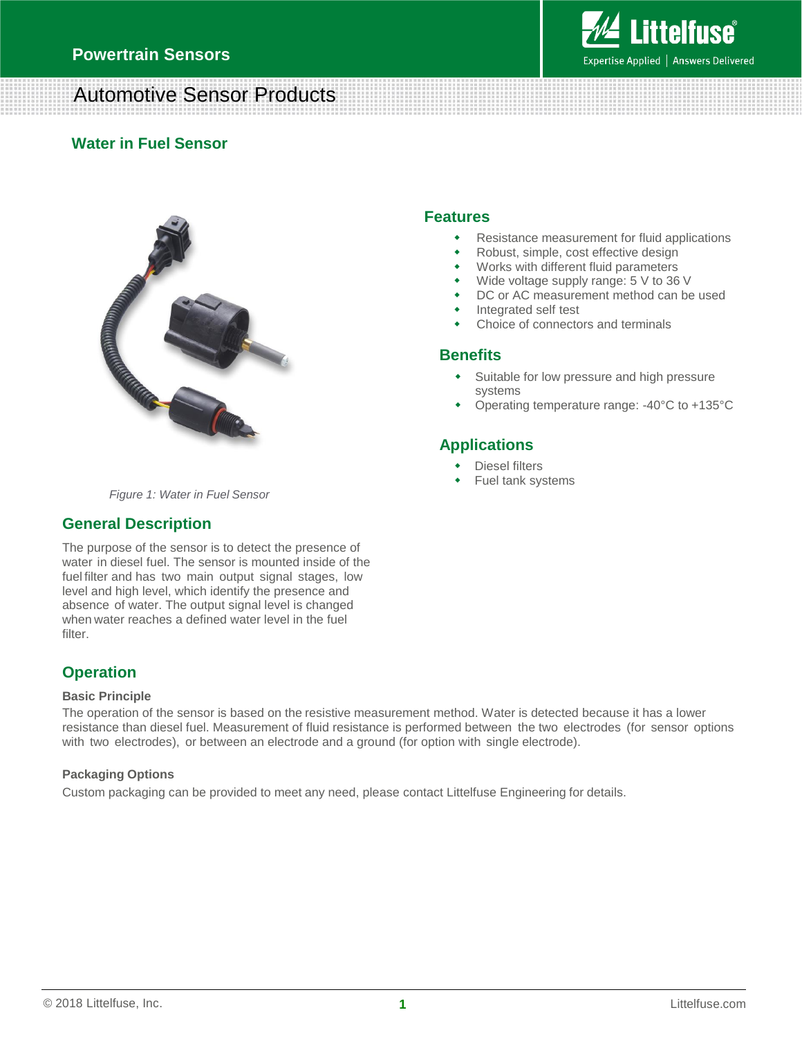Powertrain Sensors

# Automotive Sensor Products

## Water in Fuel Sensor

Figure 1: Water in Fuel Sensor

## Features

- Resistance measurement for fluid applications
- Robust, simple, cost effective design
- Works with different fluid parameters
- Wide voltage supply range: 5 V to 36 V
- DC or AC measurement method can be used
- Integrated self test
- Choice of connectors and terminals

## Benefits

- Suitable for low pressure and high pressure systems
- Operating temperature range: -40°C to +135°C

## Applications

- Diesel filters
- Fuel tank systems

## General Description

The purpose of the sensor is to detect the presence of water in diesel fuel. The sensor is mounted inside of the fuel filter and has two main output signal stages, low level and high level, which identify the presence and absence of water. The output signal level is changed when water reaches a defined water level in the fuel filter.

## Operation

### Basic Principle

The operation of the sensor is based on the resistive measurement method. Water is detected because it has a lower resistance than diesel fuel. Measurement of fluid resistance is performed between the two electrodes (for sensor options with two electrodes), or between an electrode and a ground (for option with single electrode).

### Packaging Options

Custom packaging can be provided to meet any need, please contact Littelfuse Engineering for details.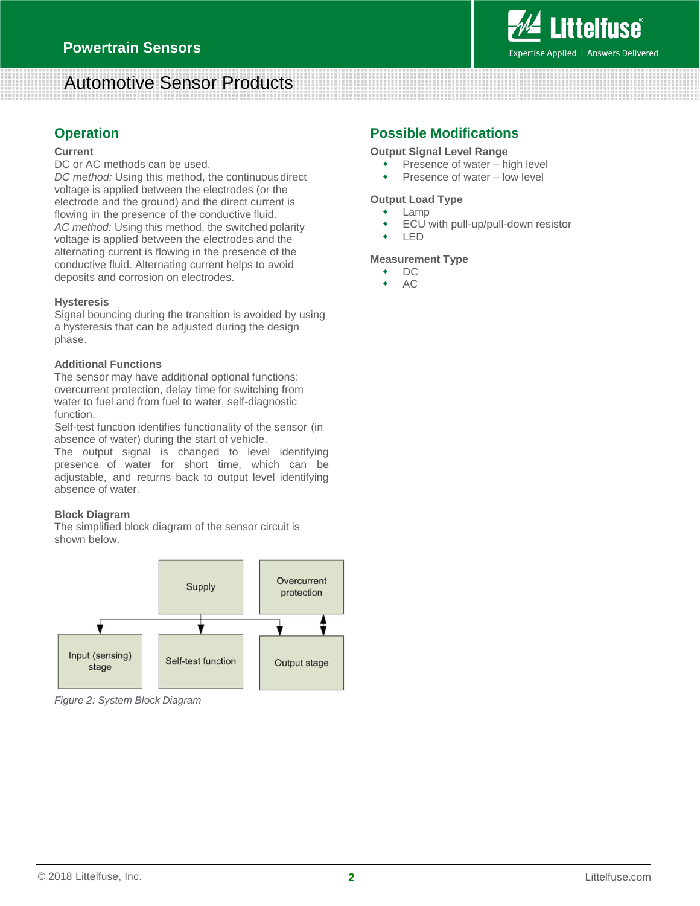## Operation

### Current

DC or AC methods can be used.

*DC method:* Using this method, the continuous direct voltage is applied between the electrodes (or the electrode and the ground) and the direct current is flowing in the presence of the conductive fluid.

*AC method:* Using this method, the switched polarity voltage is applied between the electrodes and the alternating current is flowing in the presence of the conductive fluid. Alternating current helps to avoid deposits and corrosion on electrodes.

### Hysteresis

Signal bouncing during the transition is avoided by using a hysteresis that can be adjusted during the design phase.

### Additional Functions

The sensor may have additional optional functions: overcurrent protection, delay time for switching from water to fuel and from fuel to water, self-diagnostic function.

Self-test function identifies functionality of the sensor (in absence of water) during the start of vehicle.

The output signal is changed to level identifying presence of water for short time, which can be adjustable, and returns back to output level identifying absence of water.

### Block Diagram

The simplified block diagram of the sensor circuit is shown below.

Supply | Overcurrent protection | Input (sensing) stage | Self-test function | Output stage

*Figure 2: System Block Diagram*

## Possible Modifications

### Output Signal Level Range

- Presence of water – high level
- Presence of water – low level

### Output Load Type

- Lamp
- ECU with pull-up/pull-down resistor
- LED

### Measurement Type

- DC
- AC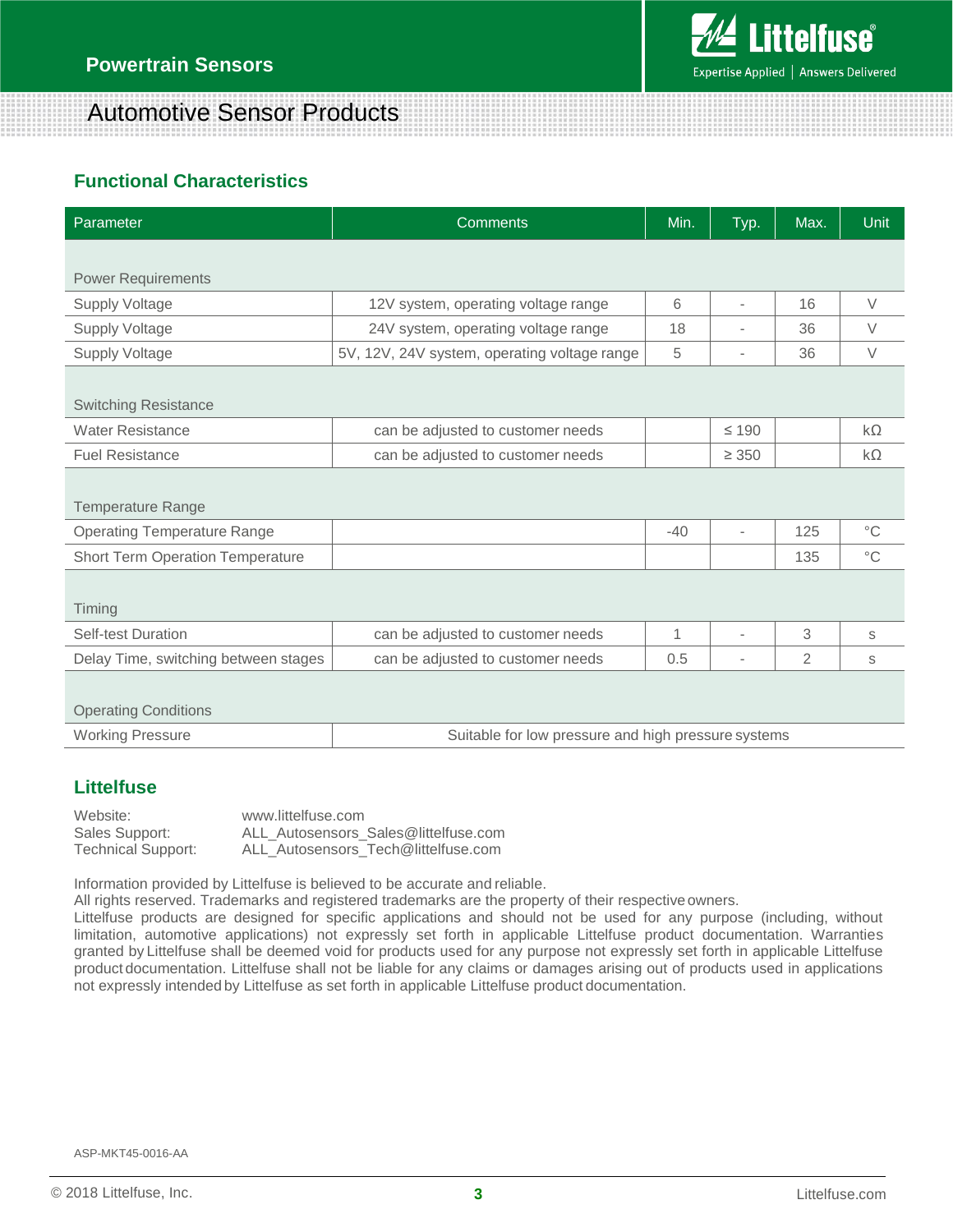## Functional Characteristics

| Parameter | Comments | Min. | Typ. | Max. | Unit |
|---|---|---|---|---|---|
| Power Requirements | | | | | |
| Supply Voltage | 12V system, operating voltage range | 6 | - | 16 | V |
| Supply Voltage | 24V system, operating voltage range | 18 | - | 36 | V |
| Supply Voltage | 5V, 12V, 24V system, operating voltage range | 5 | - | 36 | V |
| Switching Resistance | | | | | |
| Water Resistance | can be adjusted to customer needs | | ≤ 190 | | kΩ |
| Fuel Resistance | can be adjusted to customer needs | | ≥ 350 | | kΩ |
| Temperature Range | | | | | |
| Operating Temperature Range | | -40 | - | 125 | °C |
| Short Term Operation Temperature | | | | 135 | °C |
| Timing | | | | | |
| Self-test Duration | can be adjusted to customer needs | 1 | - | 3 | s |
| Delay Time, switching between stages | can be adjusted to customer needs | 0.5 | - | 2 | s |
| Operating Conditions | | | | | |
| Working Pressure | Suitable for low pressure and high pressure systems | | | | |

## Littelfuse

Website: www.littelfuse.com
Sales Support: ALL_Autosensors_Sales@littelfuse.com
Technical Support: ALL_Autosensors_Tech@littelfuse.com

Information provided by Littelfuse is believed to be accurate and reliable.
All rights reserved. Trademarks and registered trademarks are the property of their respective owners.
Littelfuse products are designed for specific applications and should not be used for any purpose (including, without limitation, automotive applications) not expressly set forth in applicable Littelfuse product documentation. Warranties granted by Littelfuse shall be deemed void for products used for any purpose not expressly set forth in applicable Littelfuse product documentation. Littelfuse shall not be liable for any claims or damages arising out of products used in applications not expressly intended by Littelfuse as set forth in applicable Littelfuse product documentation.

ASP-MKT45-0016-AA